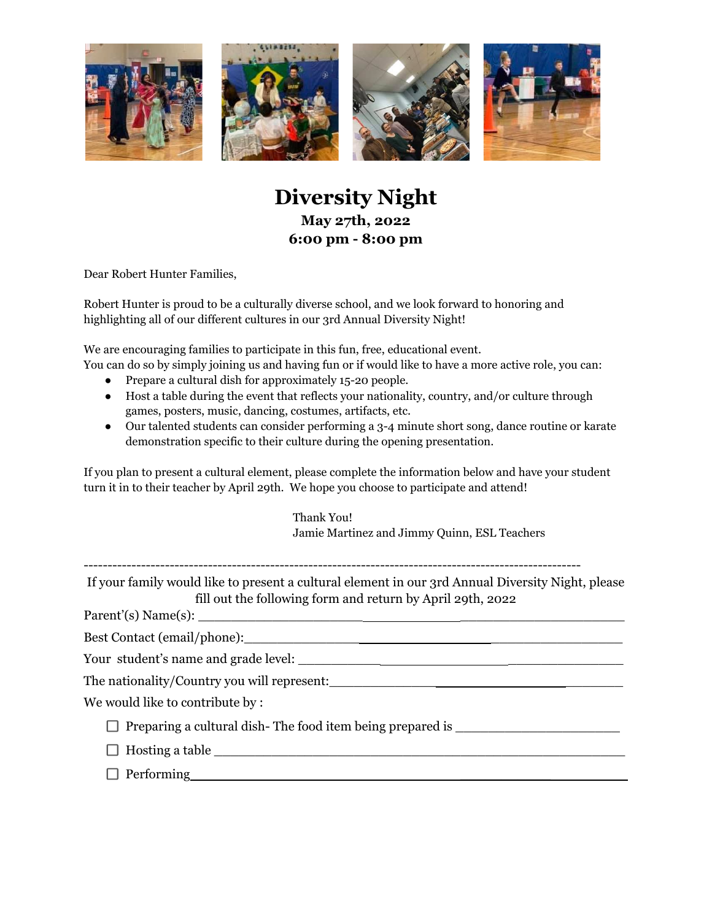# Diversity Night

**May 27th, 2022**
**6:00 pm - 8:00 pm**

Dear Robert Hunter Families,

Robert Hunter is proud to be a culturally diverse school, and we look forward to honoring and highlighting all of our different cultures in our 3rd Annual Diversity Night!

We are encouraging families to participate in this fun, free, educational event.
You can do so by simply joining us and having fun or if would like to have a more active role, you can:

- Prepare a cultural dish for approximately 15-20 people.
- Host a table during the event that reflects your nationality, country, and/or culture through games, posters, music, dancing, costumes, artifacts, etc.
- Our talented students can consider performing a 3-4 minute short song, dance routine or karate demonstration specific to their culture during the opening presentation.

If you plan to present a cultural element, please complete the information below and have your student turn it in to their teacher by April 29th. We hope you choose to participate and attend!

Thank You!
Jamie Martinez and Jimmy Quinn, ESL Teachers

---

If your family would like to present a cultural element in our 3rd Annual Diversity Night, please fill out the following form and return by April 29th, 2022

Parent'(s) Name(s): ______________________________________________

Best Contact (email/phone): ______________________________________________

Your student's name and grade level: ______________________________________________

The nationality/Country you will represent: ______________________________________________

We would like to contribute by :

- ☐ Preparing a cultural dish- The food item being prepared is ______________________
- ☐ Hosting a table ______________________________________________
- ☐ Performing ______________________________________________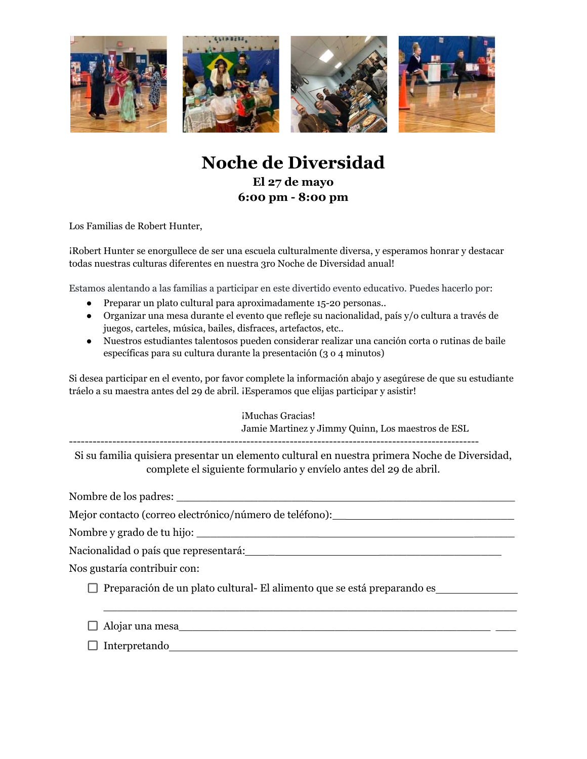# Noche de Diversidad

**El 27 de mayo**
**6:00 pm - 8:00 pm**

Los Familias de Robert Hunter,

¡Robert Hunter se enorgullece de ser una escuela culturalmente diversa, y esperamos honrar y destacar todas nuestras culturas diferentes en nuestra 3ro Noche de Diversidad anual!

Estamos alentando a las familias a participar en este divertido evento educativo. Puedes hacerlo por:

- Preparar un plato cultural para aproximadamente 15-20 personas..
- Organizar una mesa durante el evento que refleje su nacionalidad, país y/o cultura a través de juegos, carteles, música, bailes, disfraces, artefactos, etc..
- Nuestros estudiantes talentosos pueden considerar realizar una canción corta o rutinas de baile específicas para su cultura durante la presentación (3 o 4 minutos)

Si desea participar en el evento, por favor complete la información abajo y asegúrese de que su estudiante tráelo a su maestra antes del 29 de abril. ¡Esperamos que elijas participar y asistir!

¡Muchas Gracias!
Jamie Martinez y Jimmy Quinn, Los maestros de ESL

---

Si su familia quisiera presentar un elemento cultural en nuestra primera Noche de Diversidad, complete el siguiente formulario y envíelo antes del 29 de abril.

Nombre de los padres: ______________________________________________

Mejor contacto (correo electrónico/número de teléfono):______________________________

Nombre y grado de tu hijo: ______________________________________________

Nacionalidad o país que representará:______________________________________

Nos gustaría contribuir con:

- ☐ Preparación de un plato cultural- El alimento que se está preparando es______________
  ______________________________________________________________
- ☐ Alojar una mesa_______________________________________________ ____
- ☐ Interpretando______________________________________________________